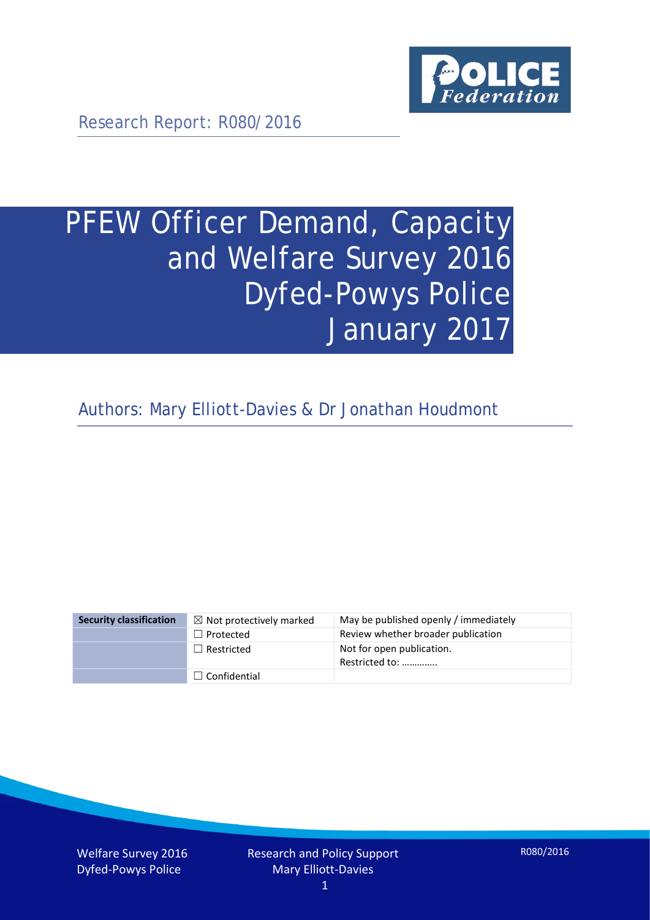Research Report: R080/2016

# PFEW Officer Demand, Capacity and Welfare Survey 2016 Dyfed-Powys Police January 2017

Authors: Mary Elliott-Davies & Dr Jonathan Houdmont

| Security classification | ☒ Not protectively marked | May be published openly / immediately |
| --- | --- | --- |
| | ☐ Protected | Review whether broader publication |
| | ☐ Restricted | Not for open publication. Restricted to: ………….. |
| | ☐ Confidential | |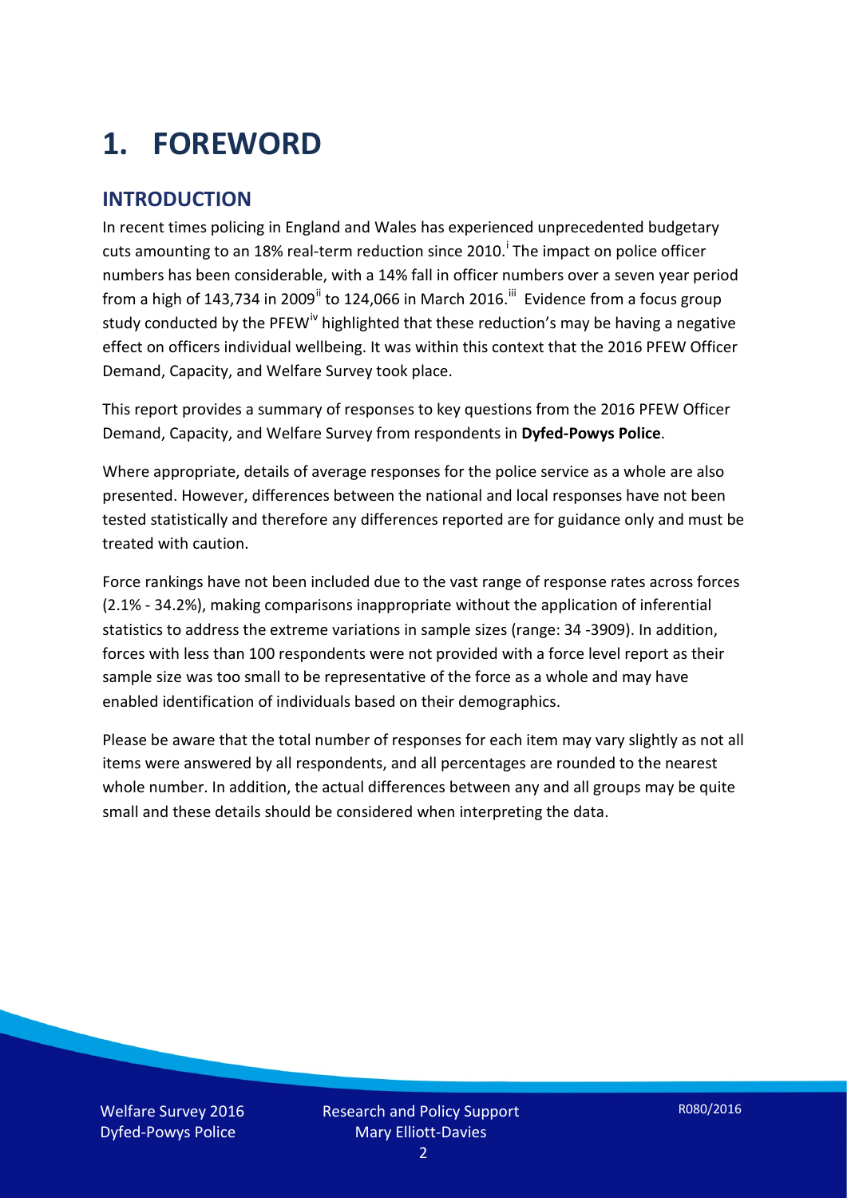# 1. FOREWORD

## INTRODUCTION

In recent times policing in England and Wales has experienced unprecedented budgetary cuts amounting to an 18% real-term reduction since 2010.[i] The impact on police officer numbers has been considerable, with a 14% fall in officer numbers over a seven year period from a high of 143,734 in 2009[ii] to 124,066 in March 2016.[iii] Evidence from a focus group study conducted by the PFEW[iv] highlighted that these reduction's may be having a negative effect on officers individual wellbeing. It was within this context that the 2016 PFEW Officer Demand, Capacity, and Welfare Survey took place.

This report provides a summary of responses to key questions from the 2016 PFEW Officer Demand, Capacity, and Welfare Survey from respondents in **Dyfed-Powys Police**.

Where appropriate, details of average responses for the police service as a whole are also presented. However, differences between the national and local responses have not been tested statistically and therefore any differences reported are for guidance only and must be treated with caution.

Force rankings have not been included due to the vast range of response rates across forces (2.1% - 34.2%), making comparisons inappropriate without the application of inferential statistics to address the extreme variations in sample sizes (range: 34 -3909). In addition, forces with less than 100 respondents were not provided with a force level report as their sample size was too small to be representative of the force as a whole and may have enabled identification of individuals based on their demographics.

Please be aware that the total number of responses for each item may vary slightly as not all items were answered by all respondents, and all percentages are rounded to the nearest whole number. In addition, the actual differences between any and all groups may be quite small and these details should be considered when interpreting the data.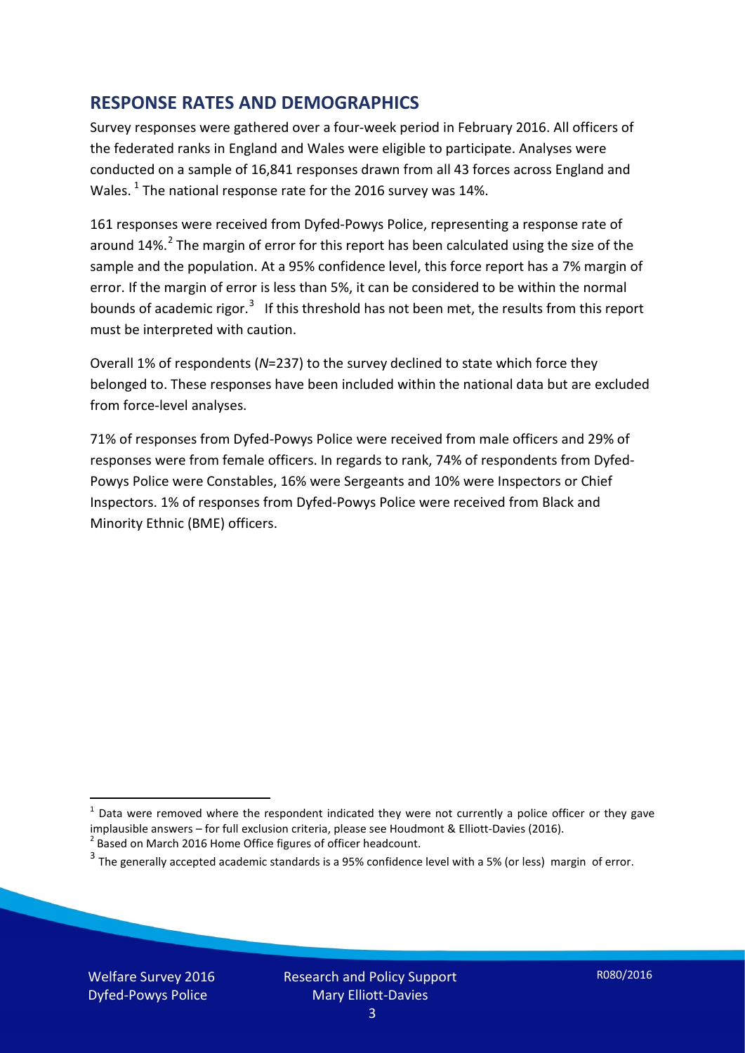## RESPONSE RATES AND DEMOGRAPHICS

Survey responses were gathered over a four-week period in February 2016. All officers of the federated ranks in England and Wales were eligible to participate. Analyses were conducted on a sample of 16,841 responses drawn from all 43 forces across England and Wales. [1] The national response rate for the 2016 survey was 14%.

161 responses were received from Dyfed-Powys Police, representing a response rate of around 14%.[2] The margin of error for this report has been calculated using the size of the sample and the population. At a 95% confidence level, this force report has a 7% margin of error. If the margin of error is less than 5%, it can be considered to be within the normal bounds of academic rigor.[3] If this threshold has not been met, the results from this report must be interpreted with caution.

Overall 1% of respondents (*N*=237) to the survey declined to state which force they belonged to. These responses have been included within the national data but are excluded from force-level analyses.

71% of responses from Dyfed-Powys Police were received from male officers and 29% of responses were from female officers. In regards to rank, 74% of respondents from Dyfed-Powys Police were Constables, 16% were Sergeants and 10% were Inspectors or Chief Inspectors. 1% of responses from Dyfed-Powys Police were received from Black and Minority Ethnic (BME) officers.

---

[1] Data were removed where the respondent indicated they were not currently a police officer or they gave implausible answers – for full exclusion criteria, please see Houdmont & Elliott-Davies (2016).

[2] Based on March 2016 Home Office figures of officer headcount.

[3] The generally accepted academic standards is a 95% confidence level with a 5% (or less) margin of error.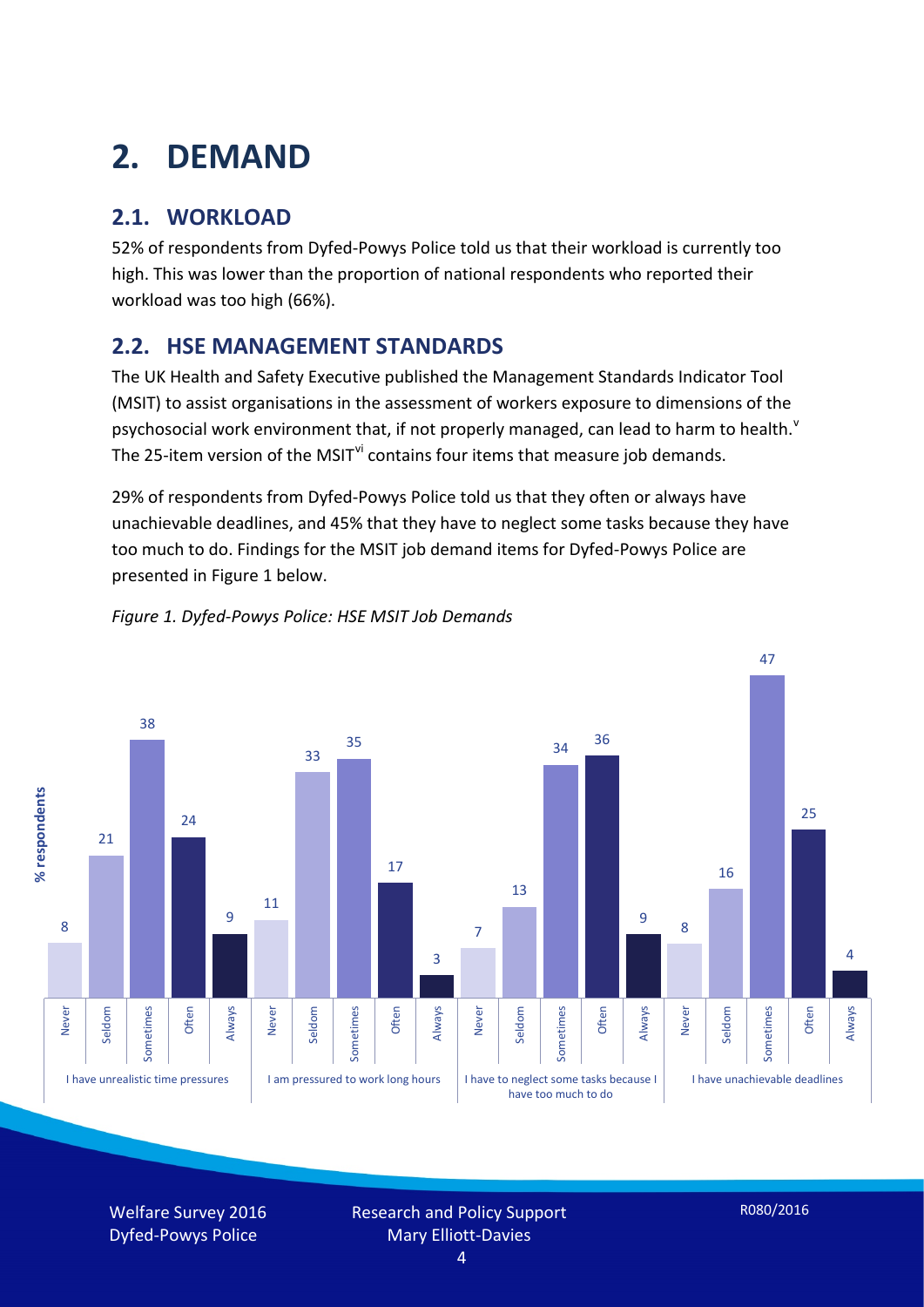# 2. DEMAND

## 2.1. WORKLOAD

52% of respondents from Dyfed-Powys Police told us that their workload is currently too high. This was lower than the proportion of national respondents who reported their workload was too high (66%).

## 2.2. HSE MANAGEMENT STANDARDS

The UK Health and Safety Executive published the Management Standards Indicator Tool (MSIT) to assist organisations in the assessment of workers exposure to dimensions of the psychosocial work environment that, if not properly managed, can lead to harm to health.[v] The 25-item version of the MSIT[vi] contains four items that measure job demands.

29% of respondents from Dyfed-Powys Police told us that they often or always have unachievable deadlines, and 45% that they have to neglect some tasks because they have too much to do. Findings for the MSIT job demand items for Dyfed-Powys Police are presented in Figure 1 below.

*Figure 1. Dyfed-Powys Police: HSE MSIT Job Demands*

| % respondents | Never | Seldom | Sometimes | Often | Always |
|---|---|---|---|---|---|
| I have unrealistic time pressures | 8 | 21 | 38 | 24 | 9 |
| I am pressured to work long hours | 11 | 33 | 35 | 17 | 3 |
| I have to neglect some tasks because I have too much to do | 7 | 13 | 34 | 36 | 9 |
| I have unachievable deadlines | 8 | 16 | 47 | 25 | 4 |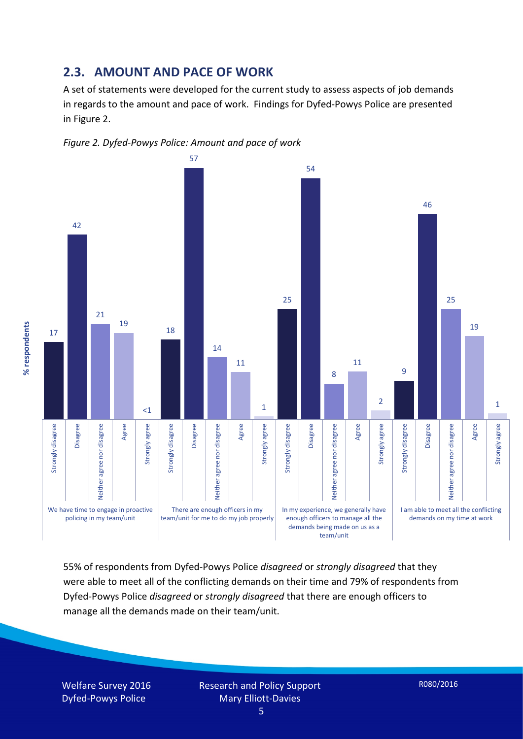## 2.3. AMOUNT AND PACE OF WORK

A set of statements were developed for the current study to assess aspects of job demands in regards to the amount and pace of work. Findings for Dyfed-Powys Police are presented in Figure 2.

*Figure 2. Dyfed-Powys Police: Amount and pace of work*

| % respondents | Strongly disagree | Disagree | Neither agree nor disagree | Agree | Strongly agree |
|---|---|---|---|---|---|
| We have time to engage in proactive policing in my team/unit | 17 | 42 | 21 | 19 | <1 |
| There are enough officers in my team/unit for me to do my job properly | 18 | 57 | 14 | 11 | 1 |
| In my experience, we generally have enough officers to manage all the demands being made on us as a team/unit | 25 | 54 | 8 | 11 | 2 |
| I am able to meet all the conflicting demands on my time at work | 9 | 46 | 25 | 19 | 1 |

55% of respondents from Dyfed-Powys Police *disagreed* or *strongly disagreed* that they were able to meet all of the conflicting demands on their time and 79% of respondents from Dyfed-Powys Police *disagreed* or *strongly disagreed* that there are enough officers to manage all the demands made on their team/unit.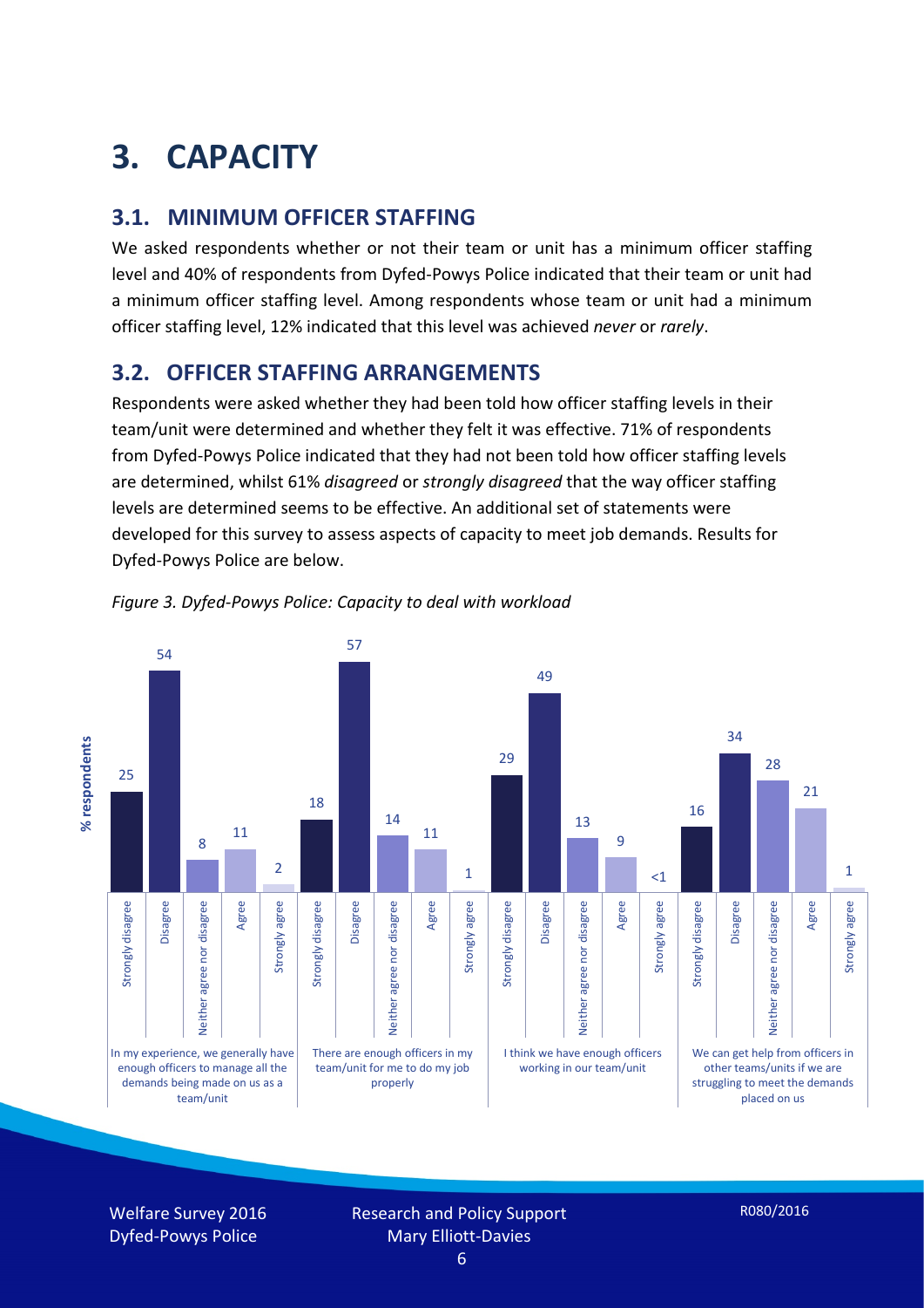# 3. CAPACITY

## 3.1. MINIMUM OFFICER STAFFING

We asked respondents whether or not their team or unit has a minimum officer staffing level and 40% of respondents from Dyfed-Powys Police indicated that their team or unit had a minimum officer staffing level. Among respondents whose team or unit had a minimum officer staffing level, 12% indicated that this level was achieved *never* or *rarely*.

## 3.2. OFFICER STAFFING ARRANGEMENTS

Respondents were asked whether they had been told how officer staffing levels in their team/unit were determined and whether they felt it was effective. 71% of respondents from Dyfed-Powys Police indicated that they had not been told how officer staffing levels are determined, whilst 61% *disagreed* or *strongly disagreed* that the way officer staffing levels are determined seems to be effective. An additional set of statements were developed for this survey to assess aspects of capacity to meet job demands. Results for Dyfed-Powys Police are below.

*Figure 3. Dyfed-Powys Police: Capacity to deal with workload*

| % respondents | Strongly disagree | Disagree | Neither agree nor disagree | Agree | Strongly agree |
|---|---|---|---|---|---|
| In my experience, we generally have enough officers to manage all the demands being made on us as a team/unit | 25 | 54 | 8 | 11 | 2 |
| There are enough officers in my team/unit for me to do my job properly | 18 | 57 | 14 | 11 | 1 |
| I think we have enough officers working in our team/unit | 29 | 49 | 13 | 9 | <1 |
| We can get help from officers in other teams/units if we are struggling to meet the demands placed on us | 16 | 34 | 28 | 21 | 1 |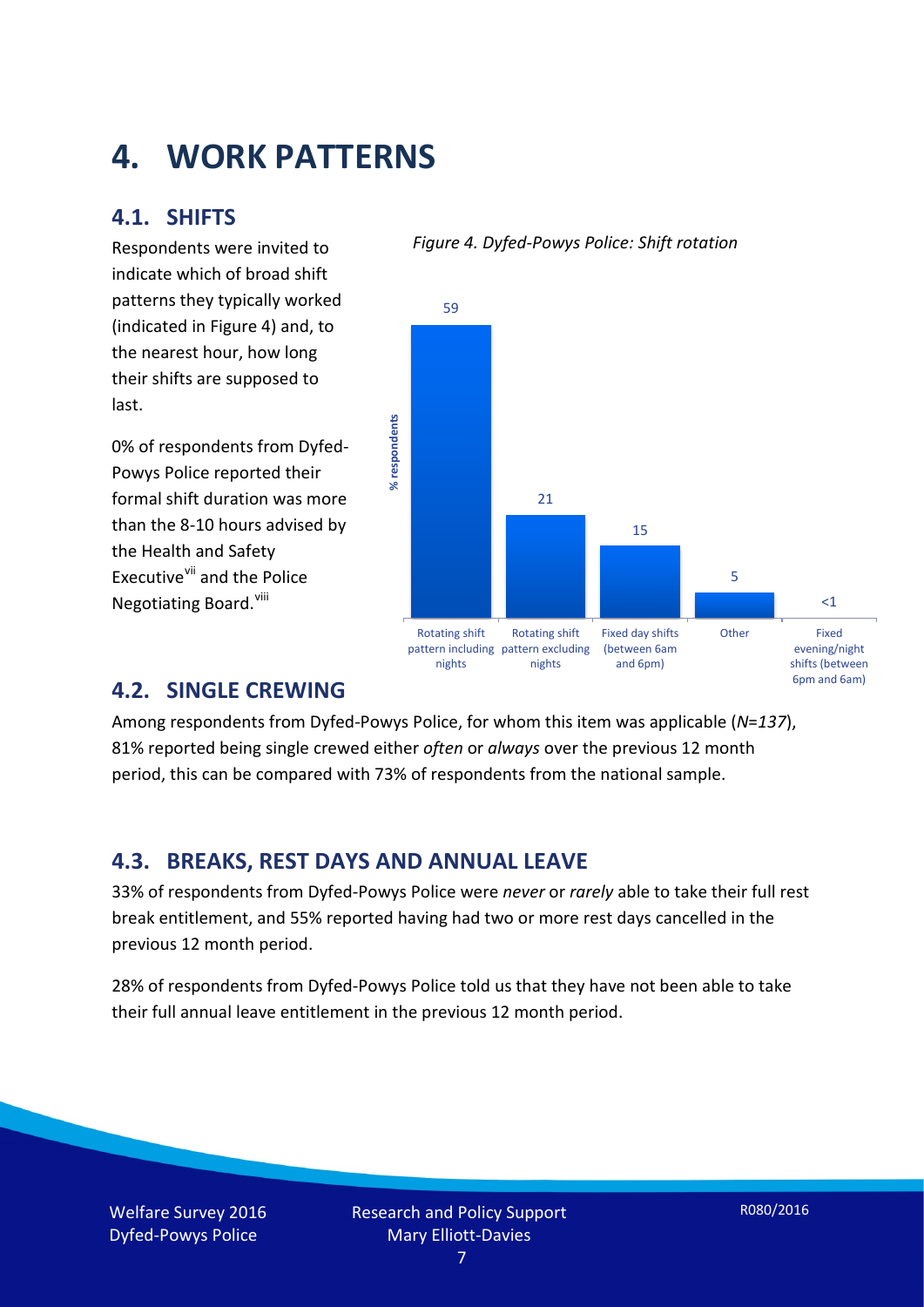# 4. WORK PATTERNS

## 4.1. SHIFTS

Respondents were invited to indicate which of broad shift patterns they typically worked (indicated in Figure 4) and, to the nearest hour, how long their shifts are supposed to last.

0% of respondents from Dyfed-Powys Police reported their formal shift duration was more than the 8-10 hours advised by the Health and Safety Executive[vii] and the Police Negotiating Board.[viii]

*Figure 4. Dyfed-Powys Police: Shift rotation*

| Shift pattern | % respondents |
|---|---|
| Rotating shift pattern including nights | 59 |
| Rotating shift pattern excluding nights | 21 |
| Fixed day shifts (between 6am and 6pm) | 15 |
| Other | 5 |
| Fixed evening/night shifts (between 6pm and 6am) | <1 |

## 4.2. SINGLE CREWING

Among respondents from Dyfed-Powys Police, for whom this item was applicable (*N=137*), 81% reported being single crewed either *often* or *always* over the previous 12 month period, this can be compared with 73% of respondents from the national sample.

## 4.3. BREAKS, REST DAYS AND ANNUAL LEAVE

33% of respondents from Dyfed-Powys Police were *never* or *rarely* able to take their full rest break entitlement, and 55% reported having had two or more rest days cancelled in the previous 12 month period.

28% of respondents from Dyfed-Powys Police told us that they have not been able to take their full annual leave entitlement in the previous 12 month period.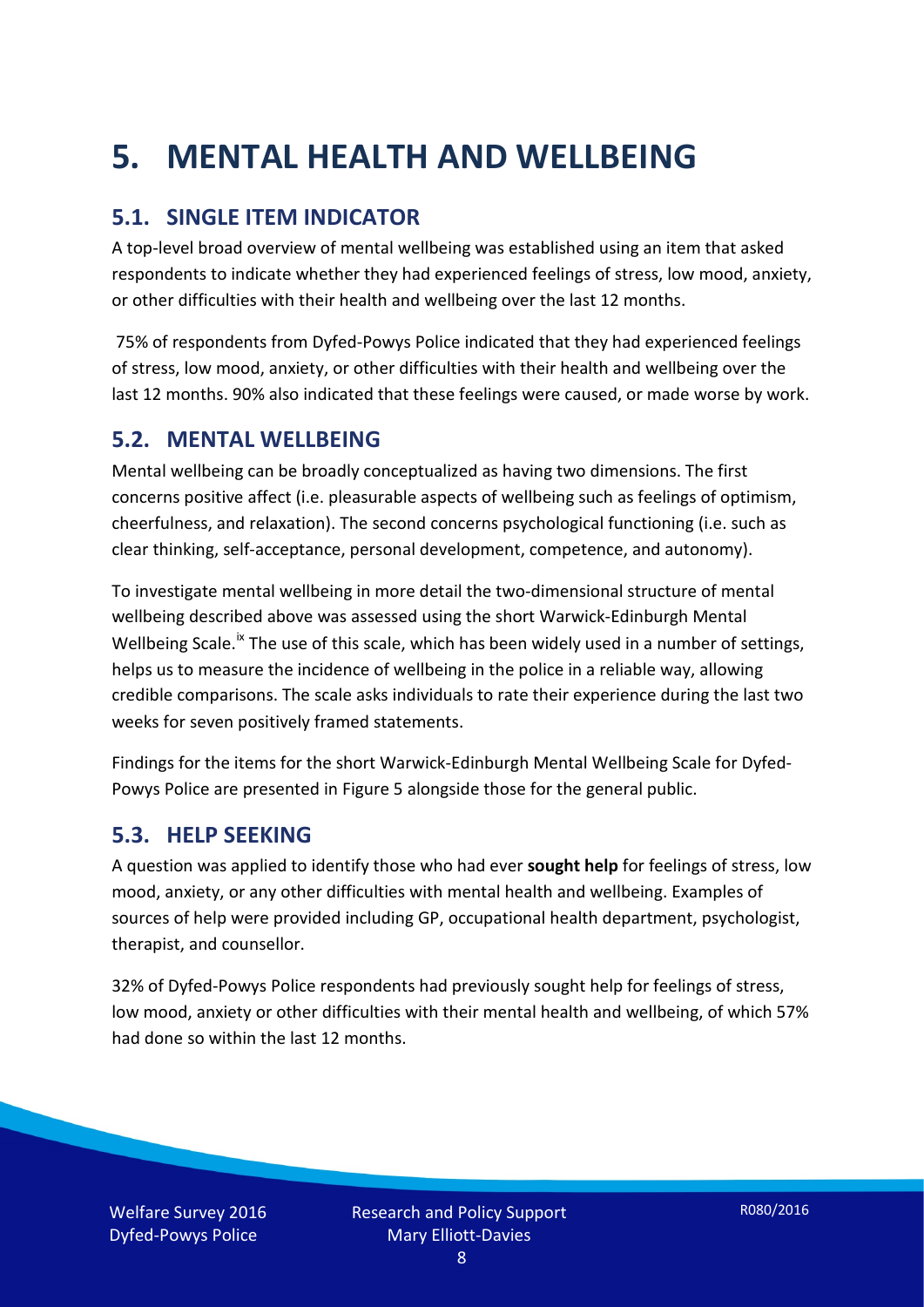# 5. MENTAL HEALTH AND WELLBEING

## 5.1. SINGLE ITEM INDICATOR

A top-level broad overview of mental wellbeing was established using an item that asked respondents to indicate whether they had experienced feelings of stress, low mood, anxiety, or other difficulties with their health and wellbeing over the last 12 months.

75% of respondents from Dyfed-Powys Police indicated that they had experienced feelings of stress, low mood, anxiety, or other difficulties with their health and wellbeing over the last 12 months. 90% also indicated that these feelings were caused, or made worse by work.

## 5.2. MENTAL WELLBEING

Mental wellbeing can be broadly conceptualized as having two dimensions. The first concerns positive affect (i.e. pleasurable aspects of wellbeing such as feelings of optimism, cheerfulness, and relaxation). The second concerns psychological functioning (i.e. such as clear thinking, self-acceptance, personal development, competence, and autonomy).

To investigate mental wellbeing in more detail the two-dimensional structure of mental wellbeing described above was assessed using the short Warwick-Edinburgh Mental Wellbeing Scale.[ix] The use of this scale, which has been widely used in a number of settings, helps us to measure the incidence of wellbeing in the police in a reliable way, allowing credible comparisons. The scale asks individuals to rate their experience during the last two weeks for seven positively framed statements.

Findings for the items for the short Warwick-Edinburgh Mental Wellbeing Scale for Dyfed-Powys Police are presented in Figure 5 alongside those for the general public.

## 5.3. HELP SEEKING

A question was applied to identify those who had ever **sought help** for feelings of stress, low mood, anxiety, or any other difficulties with mental health and wellbeing. Examples of sources of help were provided including GP, occupational health department, psychologist, therapist, and counsellor.

32% of Dyfed-Powys Police respondents had previously sought help for feelings of stress, low mood, anxiety or other difficulties with their mental health and wellbeing, of which 57% had done so within the last 12 months.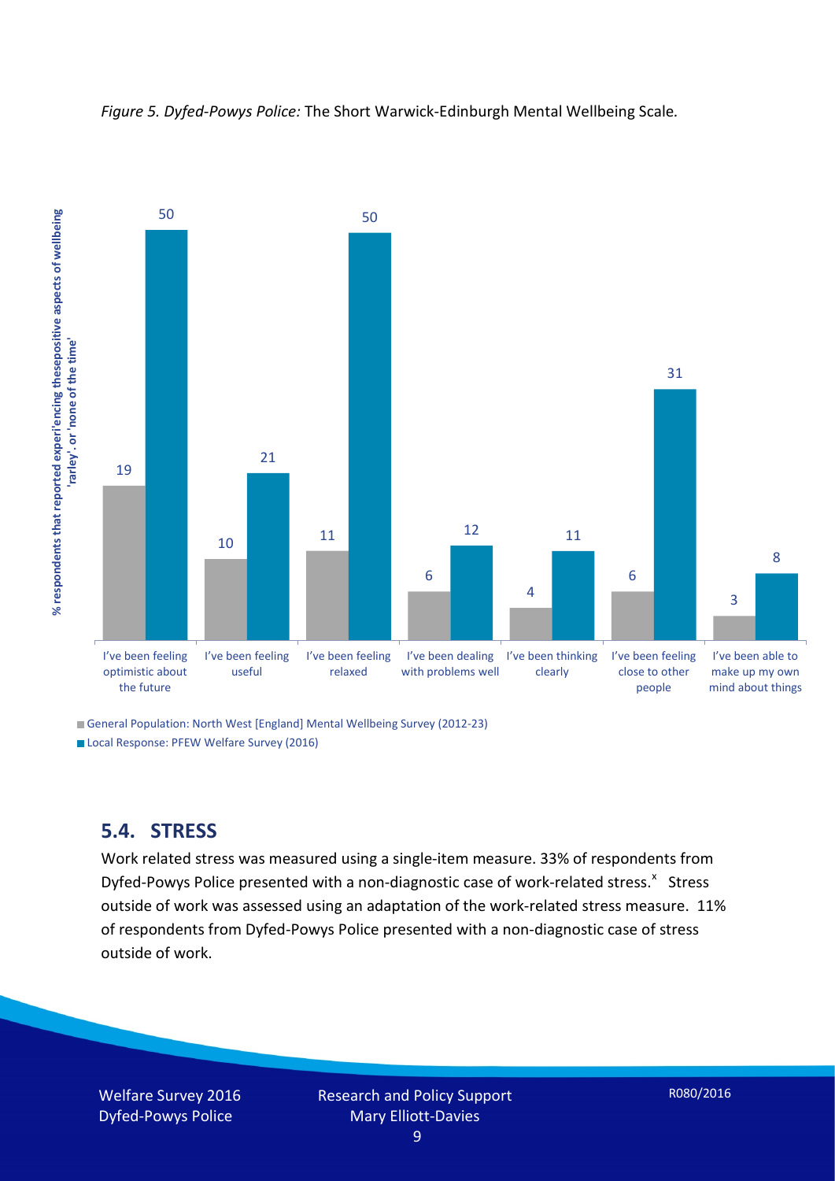*Figure 5. Dyfed-Powys Police:* The Short Warwick-Edinburgh Mental Wellbeing Scale.

| | General Population: North West [England] Mental Wellbeing Survey (2012-23) | Local Response: PFEW Welfare Survey (2016) |
|---|---|---|
| I've been feeling optimistic about the future | 19 | 50 |
| I've been feeling useful | 10 | 21 |
| I've been feeling relaxed | 11 | 50 |
| I've been dealing with problems well | 6 | 12 |
| I've been thinking clearly | 4 | 11 |
| I've been feeling close to other people | 6 | 31 |
| I've been able to make up my own mind about things | 3 | 8 |

% respondents that reported experi'encing thesepositive aspects of wellbeing 'rarley'. or 'none of the time'

## 5.4. STRESS

Work related stress was measured using a single-item measure. 33% of respondents from Dyfed-Powys Police presented with a non-diagnostic case of work-related stress.[x] Stress outside of work was assessed using an adaptation of the work-related stress measure. 11% of respondents from Dyfed-Powys Police presented with a non-diagnostic case of stress outside of work.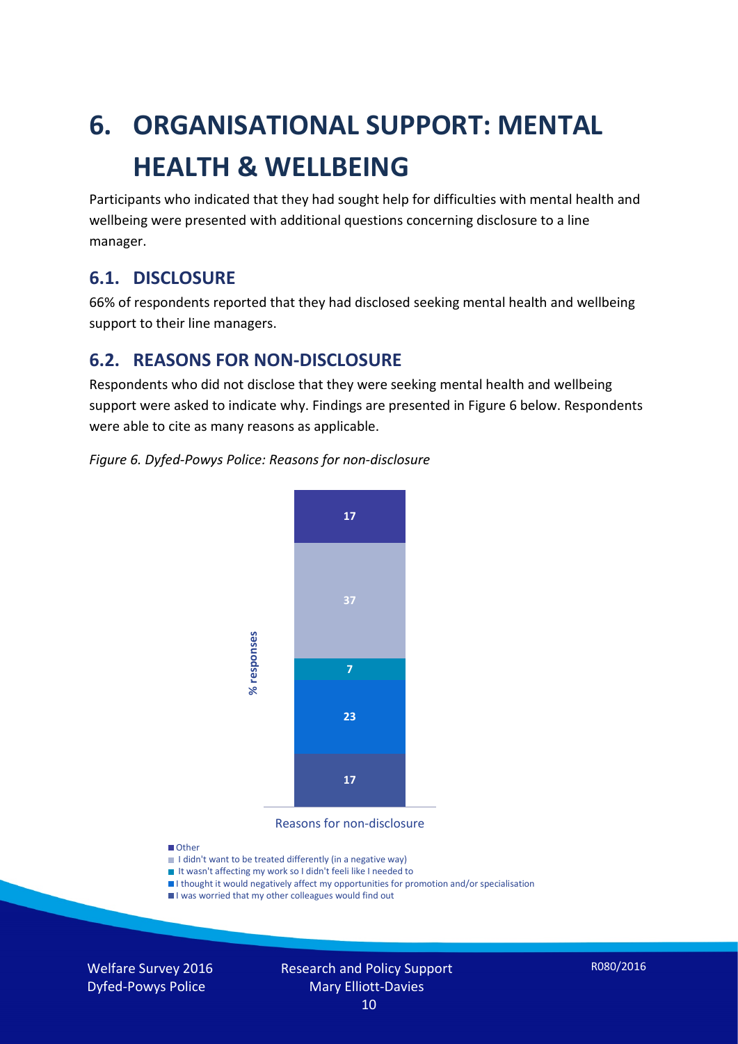# 6. ORGANISATIONAL SUPPORT: MENTAL HEALTH & WELLBEING

Participants who indicated that they had sought help for difficulties with mental health and wellbeing were presented with additional questions concerning disclosure to a line manager.

## 6.1. DISCLOSURE

66% of respondents reported that they had disclosed seeking mental health and wellbeing support to their line managers.

## 6.2. REASONS FOR NON-DISCLOSURE

Respondents who did not disclose that they were seeking mental health and wellbeing support were asked to indicate why. Findings are presented in Figure 6 below. Respondents were able to cite as many reasons as applicable.

*Figure 6. Dyfed-Powys Police: Reasons for non-disclosure*

| Reasons for non-disclosure | % responses |
|---|---|
| Other | 17 |
| I didn't want to be treated differently (in a negative way) | 37 |
| It wasn't affecting my work so I didn't feeli like I needed to | 7 |
| I thought it would negatively affect my opportunities for promotion and/or specialisation | 23 |
| I was worried that my other colleagues would find out | 17 |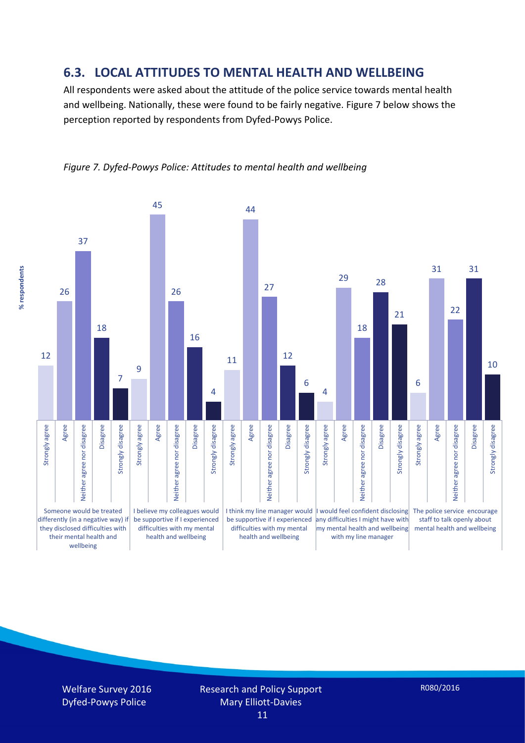## 6.3. LOCAL ATTITUDES TO MENTAL HEALTH AND WELLBEING

All respondents were asked about the attitude of the police service towards mental health and wellbeing. Nationally, these were found to be fairly negative. Figure 7 below shows the perception reported by respondents from Dyfed-Powys Police.

*Figure 7. Dyfed-Powys Police: Attitudes to mental health and wellbeing*

| % respondents | Strongly agree | Agree | Neither agree nor disagree | Disagree | Strongly disagree |
|---|---|---|---|---|---|
| Someone would be treated differently (in a negative way) if they disclosed difficulties with their mental health and wellbeing | 12 | 26 | 37 | 18 | 7 |
| I believe my colleagues would be supportive if I experienced difficulties with my mental health and wellbeing | 9 | 45 | 26 | 16 | 4 |
| I think my line manager would be supportive if I experienced difficulties with my mental health and wellbeing | 11 | 44 | 27 | 12 | 6 |
| I would feel confident disclosing any difficulties I might have with my mental health and wellbeing with my line manager | 4 | 29 | 18 | 28 | 21 |
| The police service encourage staff to talk openly about mental health and wellbeing | 6 | 31 | 22 | 31 | 10 |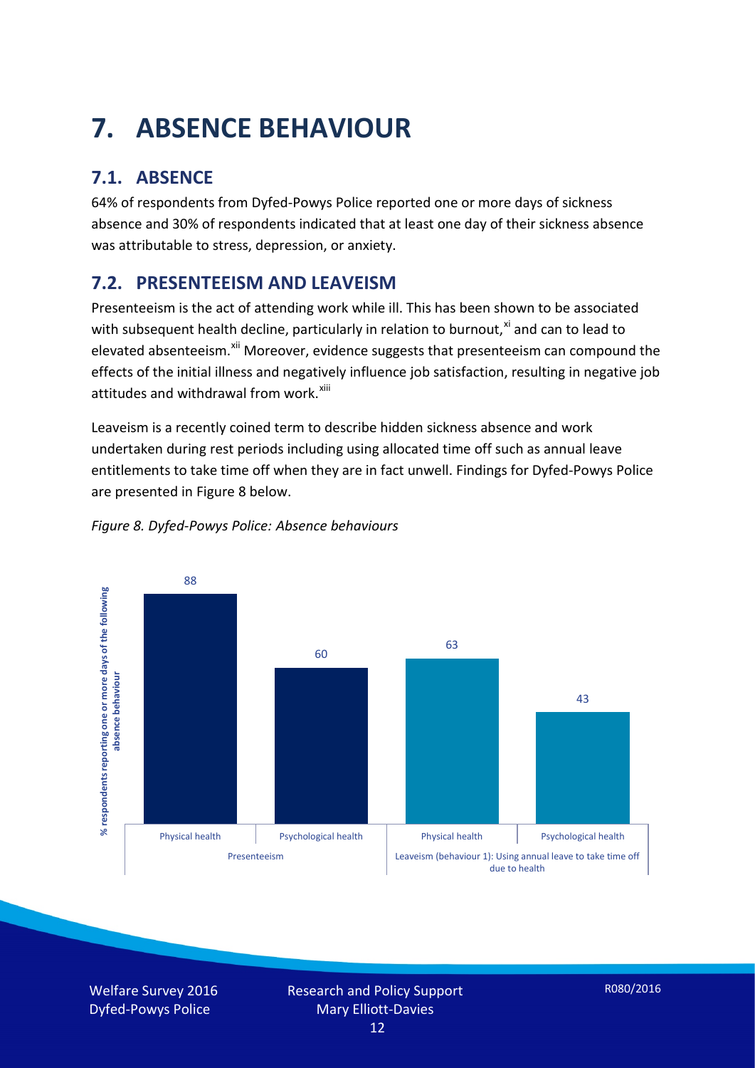# 7. ABSENCE BEHAVIOUR

## 7.1. ABSENCE

64% of respondents from Dyfed-Powys Police reported one or more days of sickness absence and 30% of respondents indicated that at least one day of their sickness absence was attributable to stress, depression, or anxiety.

## 7.2. PRESENTEEISM AND LEAVEISM

Presenteeism is the act of attending work while ill. This has been shown to be associated with subsequent health decline, particularly in relation to burnout,[xi] and can to lead to elevated absenteeism.[xii] Moreover, evidence suggests that presenteeism can compound the effects of the initial illness and negatively influence job satisfaction, resulting in negative job attitudes and withdrawal from work.[xiii]

Leaveism is a recently coined term to describe hidden sickness absence and work undertaken during rest periods including using allocated time off such as annual leave entitlements to take time off when they are in fact unwell. Findings for Dyfed-Powys Police are presented in Figure 8 below.

*Figure 8. Dyfed-Powys Police: Absence behaviours*

| % respondents reporting one or more days of the following absence behaviour | Physical health | Psychological health |
|---|---|---|
| Presenteeism | 88 | 60 |
| Leaveism (behaviour 1): Using annual leave to take time off due to health | 63 | 43 |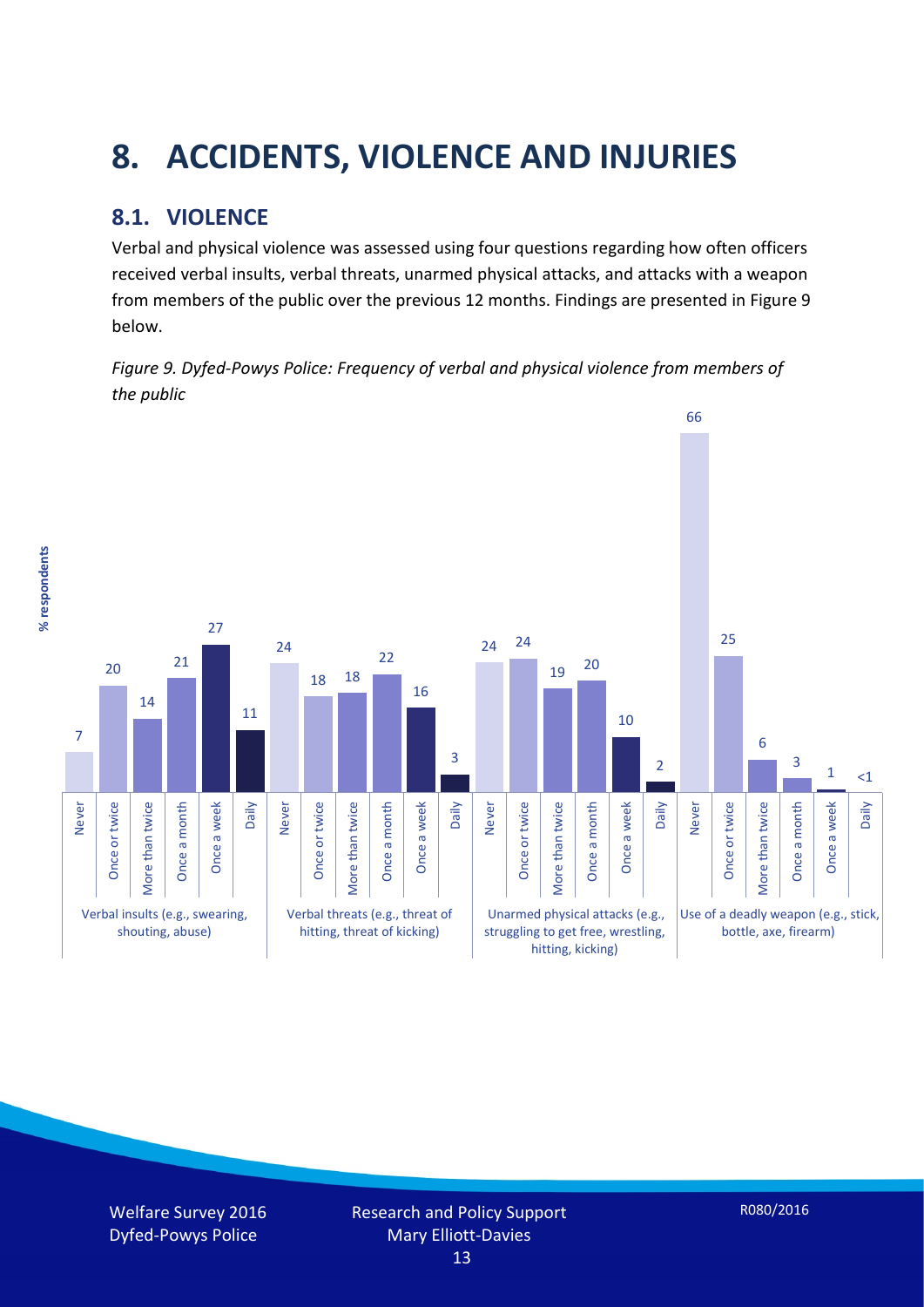# 8. ACCIDENTS, VIOLENCE AND INJURIES

## 8.1. VIOLENCE

Verbal and physical violence was assessed using four questions regarding how often officers received verbal insults, verbal threats, unarmed physical attacks, and attacks with a weapon from members of the public over the previous 12 months. Findings are presented in Figure 9 below.

*Figure 9. Dyfed-Powys Police: Frequency of verbal and physical violence from members of the public*

| % respondents | Never | Once or twice | More than twice | Once a month | Once a week | Daily |
|---|---|---|---|---|---|---|
| Verbal insults (e.g., swearing, shouting, abuse) | 7 | 20 | 14 | 21 | 27 | 11 |
| Verbal threats (e.g., threat of hitting, threat of kicking) | 24 | 18 | 18 | 22 | 16 | 3 |
| Unarmed physical attacks (e.g., struggling to get free, wrestling, hitting, kicking) | 24 | 24 | 19 | 20 | 10 | 2 |
| Use of a deadly weapon (e.g., stick, bottle, axe, firearm) | 66 | 25 | 6 | 3 | 1 | <1 |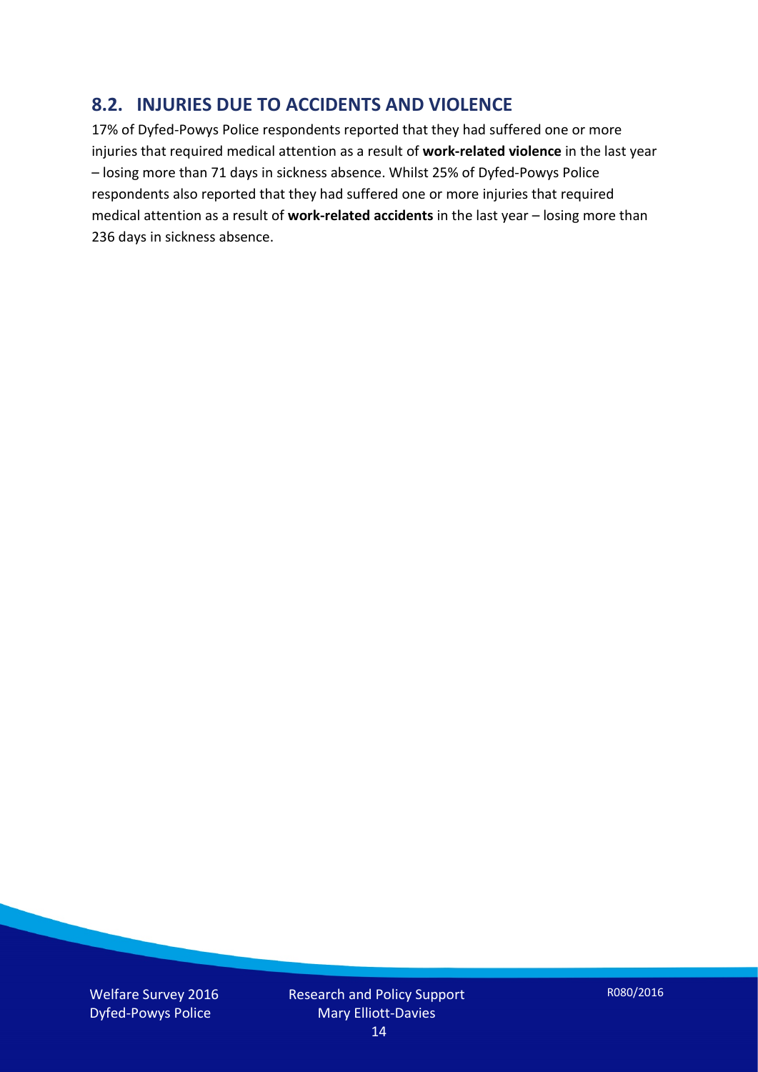## 8.2. INJURIES DUE TO ACCIDENTS AND VIOLENCE

17% of Dyfed-Powys Police respondents reported that they had suffered one or more injuries that required medical attention as a result of **work-related violence** in the last year – losing more than 71 days in sickness absence. Whilst 25% of Dyfed-Powys Police respondents also reported that they had suffered one or more injuries that required medical attention as a result of **work-related accidents** in the last year – losing more than 236 days in sickness absence.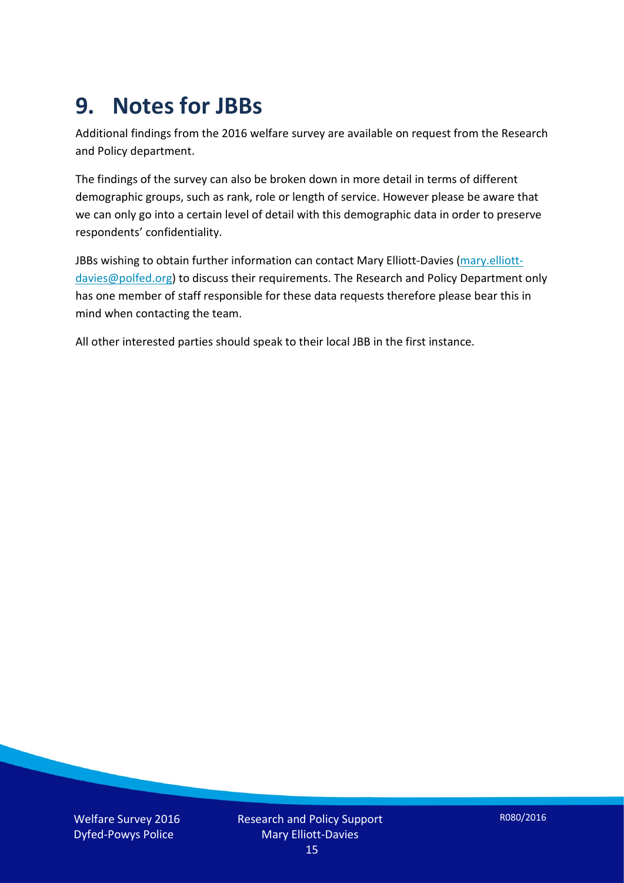# 9. Notes for JBBs

Additional findings from the 2016 welfare survey are available on request from the Research and Policy department.

The findings of the survey can also be broken down in more detail in terms of different demographic groups, such as rank, role or length of service. However please be aware that we can only go into a certain level of detail with this demographic data in order to preserve respondents' confidentiality.

JBBs wishing to obtain further information can contact Mary Elliott-Davies (mary.elliott-davies@polfed.org) to discuss their requirements. The Research and Policy Department only has one member of staff responsible for these data requests therefore please bear this in mind when contacting the team.

All other interested parties should speak to their local JBB in the first instance.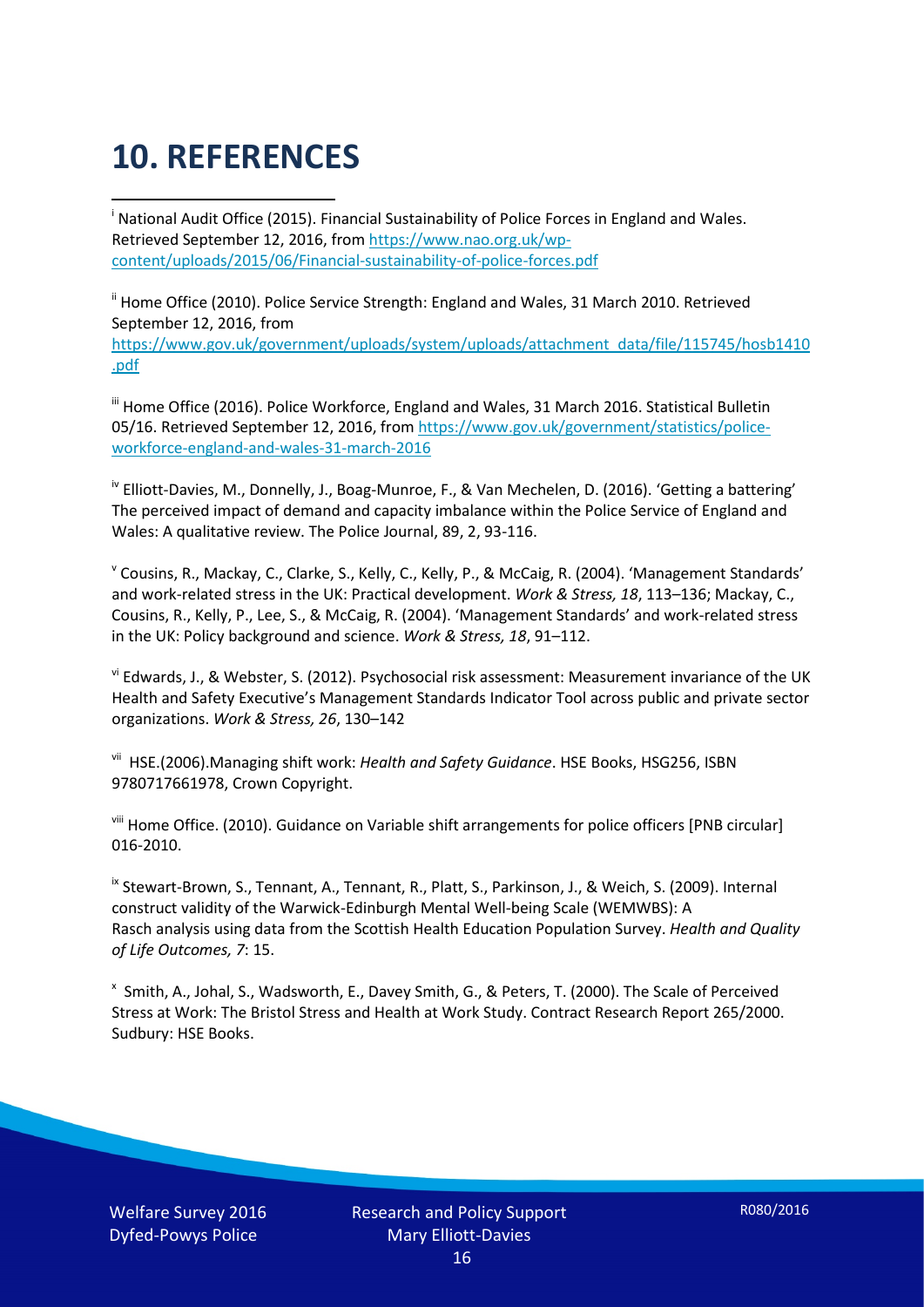# 10. REFERENCES

[i] National Audit Office (2015). Financial Sustainability of Police Forces in England and Wales. Retrieved September 12, 2016, from https://www.nao.org.uk/wp-content/uploads/2015/06/Financial-sustainability-of-police-forces.pdf

[ii] Home Office (2010). Police Service Strength: England and Wales, 31 March 2010. Retrieved September 12, 2016, from https://www.gov.uk/government/uploads/system/uploads/attachment_data/file/115745/hosb1410.pdf

[iii] Home Office (2016). Police Workforce, England and Wales, 31 March 2016. Statistical Bulletin 05/16. Retrieved September 12, 2016, from https://www.gov.uk/government/statistics/police-workforce-england-and-wales-31-march-2016

[iv] Elliott-Davies, M., Donnelly, J., Boag-Munroe, F., & Van Mechelen, D. (2016). 'Getting a battering' The perceived impact of demand and capacity imbalance within the Police Service of England and Wales: A qualitative review. The Police Journal, 89, 2, 93-116.

[v] Cousins, R., Mackay, C., Clarke, S., Kelly, C., Kelly, P., & McCaig, R. (2004). 'Management Standards' and work-related stress in the UK: Practical development. *Work & Stress, 18*, 113–136; Mackay, C., Cousins, R., Kelly, P., Lee, S., & McCaig, R. (2004). 'Management Standards' and work-related stress in the UK: Policy background and science. *Work & Stress, 18*, 91–112.

[vi] Edwards, J., & Webster, S. (2012). Psychosocial risk assessment: Measurement invariance of the UK Health and Safety Executive's Management Standards Indicator Tool across public and private sector organizations. *Work & Stress, 26*, 130–142

[vii] HSE.(2006).Managing shift work: *Health and Safety Guidance*. HSE Books, HSG256, ISBN 9780717661978, Crown Copyright.

[viii] Home Office. (2010). Guidance on Variable shift arrangements for police officers [PNB circular] 016-2010.

[ix] Stewart-Brown, S., Tennant, A., Tennant, R., Platt, S., Parkinson, J., & Weich, S. (2009). Internal construct validity of the Warwick-Edinburgh Mental Well-being Scale (WEMWBS): A Rasch analysis using data from the Scottish Health Education Population Survey. *Health and Quality of Life Outcomes, 7*: 15.

[x] Smith, A., Johal, S., Wadsworth, E., Davey Smith, G., & Peters, T. (2000). The Scale of Perceived Stress at Work: The Bristol Stress and Health at Work Study. Contract Research Report 265/2000. Sudbury: HSE Books.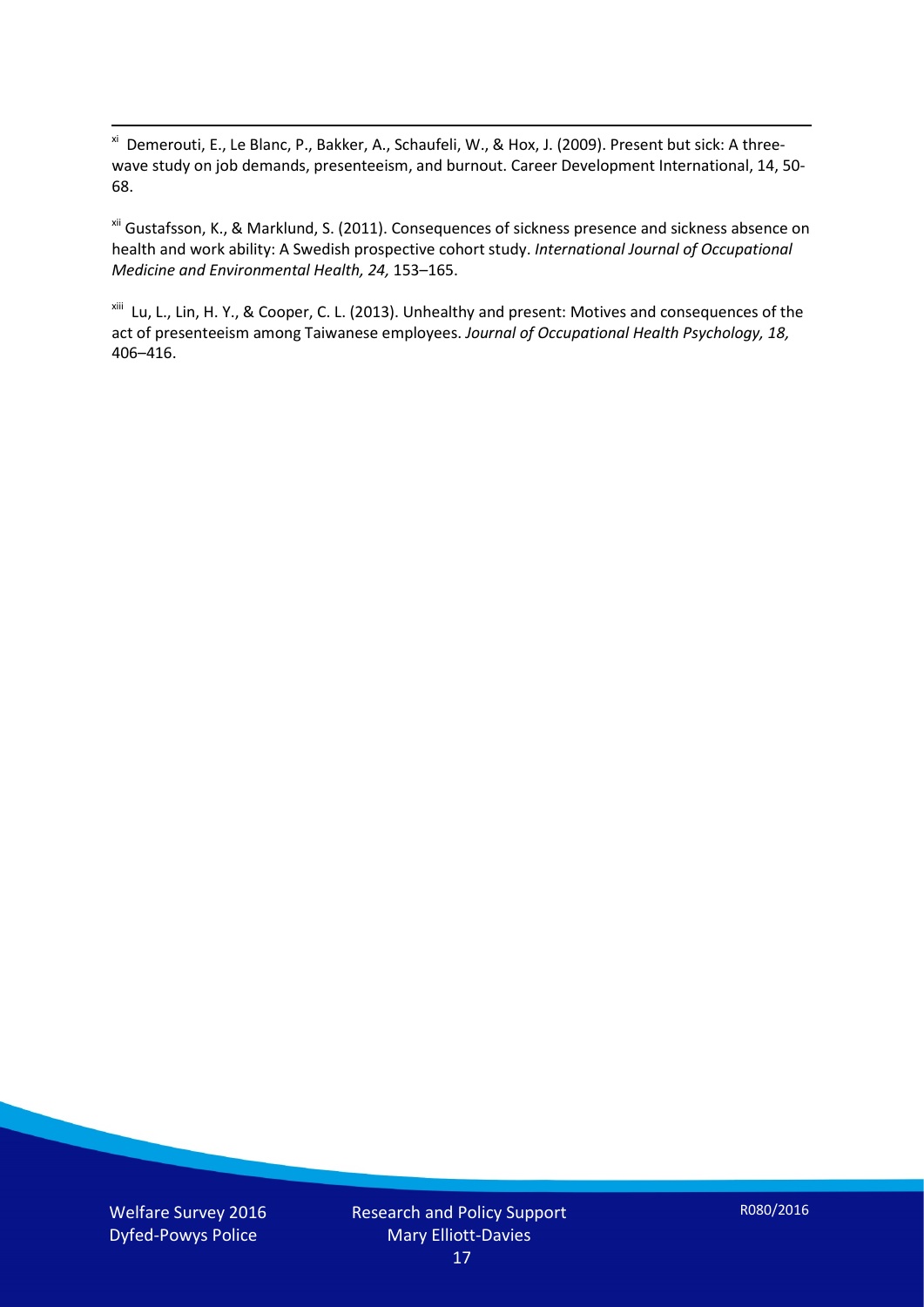[xi] Demerouti, E., Le Blanc, P., Bakker, A., Schaufeli, W., & Hox, J. (2009). Present but sick: A three-wave study on job demands, presenteeism, and burnout. Career Development International, 14, 50-68.

[xii] Gustafsson, K., & Marklund, S. (2011). Consequences of sickness presence and sickness absence on health and work ability: A Swedish prospective cohort study. *International Journal of Occupational Medicine and Environmental Health, 24,* 153–165.

[xiii] Lu, L., Lin, H. Y., & Cooper, C. L. (2013). Unhealthy and present: Motives and consequences of the act of presenteeism among Taiwanese employees. *Journal of Occupational Health Psychology, 18,* 406–416.